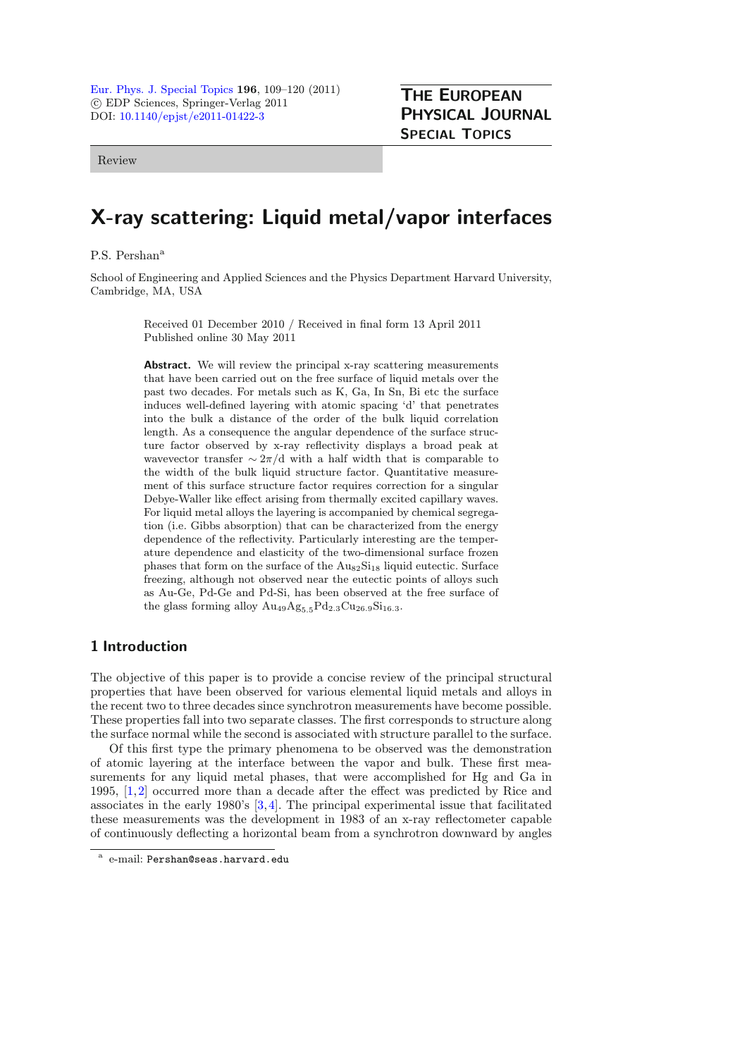Review

# X-ray scattering: Liquid metal/vapor interfaces

P.S. Pershan[a]

School of Engineering and Applied Sciences and the Physics Department Harvard University, Cambridge, MA, USA

Received 01 December 2010 / Received in final form 13 April 2011
Published online 30 May 2011

**Abstract.** We will review the principal x-ray scattering measurements that have been carried out on the free surface of liquid metals over the past two decades. For metals such as K, Ga, In Sn, Bi etc the surface induces well-defined layering with atomic spacing 'd' that penetrates into the bulk a distance of the order of the bulk liquid correlation length. As a consequence the angular dependence of the surface structure factor observed by x-ray reflectivity displays a broad peak at wavevector transfer $\sim 2\pi/\mathrm{d}$ with a half width that is comparable to the width of the bulk liquid structure factor. Quantitative measurement of this surface structure factor requires correction for a singular Debye-Waller like effect arising from thermally excited capillary waves. For liquid metal alloys the layering is accompanied by chemical segregation (i.e. Gibbs absorption) that can be characterized from the energy dependence of the reflectivity. Particularly interesting are the temperature dependence and elasticity of the two-dimensional surface frozen phases that form on the surface of the $Au_{82}Si_{18}$ liquid eutectic. Surface freezing, although not observed near the eutectic points of alloys such as Au-Ge, Pd-Ge and Pd-Si, has been observed at the free surface of the glass forming alloy $Au_{49}Ag_{5.5}Pd_{2.3}Cu_{26.9}Si_{16.3}$.

## 1 Introduction

The objective of this paper is to provide a concise review of the principal structural properties that have been observed for various elemental liquid metals and alloys in the recent two to three decades since synchrotron measurements have become possible. These properties fall into two separate classes. The first corresponds to structure along the surface normal while the second is associated with structure parallel to the surface.

Of this first type the primary phenomena to be observed was the demonstration of atomic layering at the interface between the vapor and bulk. These first measurements for any liquid metal phases, that were accomplished for Hg and Ga in 1995, [1,2] occurred more than a decade after the effect was predicted by Rice and associates in the early 1980's [3,4]. The principal experimental issue that facilitated these measurements was the development in 1983 of an x-ray reflectometer capable of continuously deflecting a horizontal beam from a synchrotron downward by angles

[a] e-mail: Pershan@seas.harvard.edu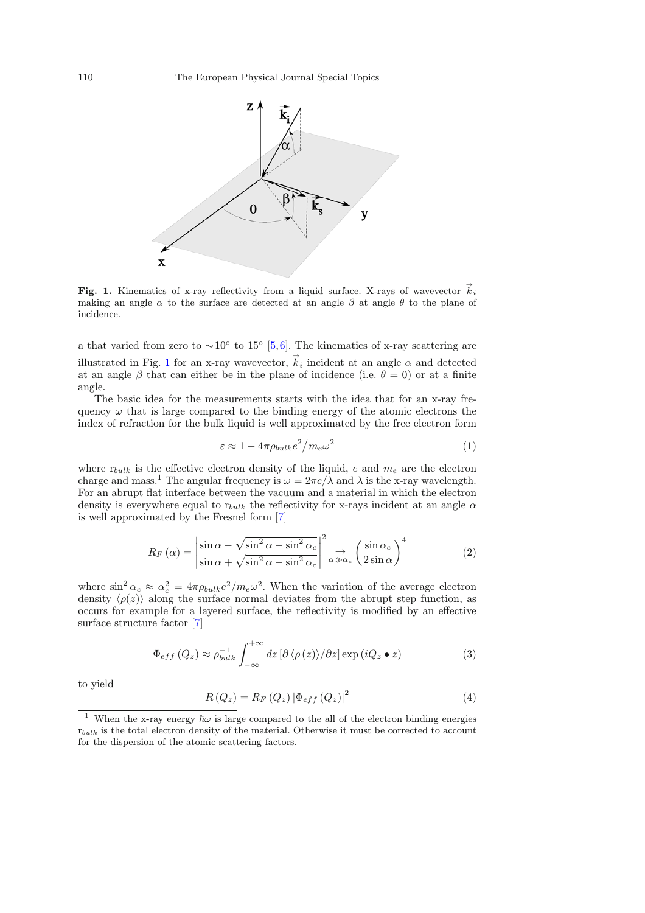**Fig. 1.** Kinematics of x-ray reflectivity from a liquid surface. X-rays of wavevector $\vec{k}_i$ making an angle $\alpha$ to the surface are detected at an angle $\beta$ at angle $\theta$ to the plane of incidence.

a that varied from zero to $\sim 10°$ to $15°$ [5,6]. The kinematics of x-ray scattering are illustrated in Fig. 1 for an x-ray wavevector, $\vec{k}_i$ incident at an angle $\alpha$ and detected at an angle $\beta$ that can either be in the plane of incidence (i.e. $\theta = 0$) or at a finite angle.

The basic idea for the measurements starts with the idea that for an x-ray frequency $\omega$ that is large compared to the binding energy of the atomic electrons the index of refraction for the bulk liquid is well approximated by the free electron form

$$\varepsilon \approx 1 - 4\pi\rho_{bulk}e^2/m_e\omega^2 \tag{1}$$

where $\mathrm{r}_{bulk}$ is the effective electron density of the liquid, $e$ and $m_e$ are the electron charge and mass.[1] The angular frequency is $\omega = 2\pi c/\lambda$ and $\lambda$ is the x-ray wavelength. For an abrupt flat interface between the vacuum and a material in which the electron density is everywhere equal to $\mathrm{r}_{bulk}$ the reflectivity for x-rays incident at an angle $\alpha$ is well approximated by the Fresnel form [7]

$$R_F(\alpha) = \left|\frac{\sin\alpha - \sqrt{\sin^2\alpha - \sin^2\alpha_c}}{\sin\alpha + \sqrt{\sin^2\alpha - \sin^2\alpha_c}}\right|^2 \underset{\alpha \gg \alpha_c}{\rightarrow} \left(\frac{\sin\alpha_c}{2\sin\alpha}\right)^4 \tag{2}$$

where $\sin^2\alpha_c \approx \alpha_c^2 = 4\pi\rho_{bulk}e^2/m_e\omega^2$. When the variation of the average electron density $\langle\rho(z)\rangle$ along the surface normal deviates from the abrupt step function, as occurs for example for a layered surface, the reflectivity is modified by an effective surface structure factor [7]

$$\Phi_{eff}(Q_z) \approx \rho_{bulk}^{-1}\int_{-\infty}^{+\infty} dz\,[\partial\langle\rho(z)\rangle/\partial z]\exp(iQ_z \bullet z) \tag{3}$$

to yield

$$R(Q_z) = R_F(Q_z)\left|\Phi_{eff}(Q_z)\right|^2 \tag{4}$$

[1] When the x-ray energy $\hbar\omega$ is large compared to the all of the electron binding energies $\mathrm{r}_{bulk}$ is the total electron density of the material. Otherwise it must be corrected to account for the dispersion of the atomic scattering factors.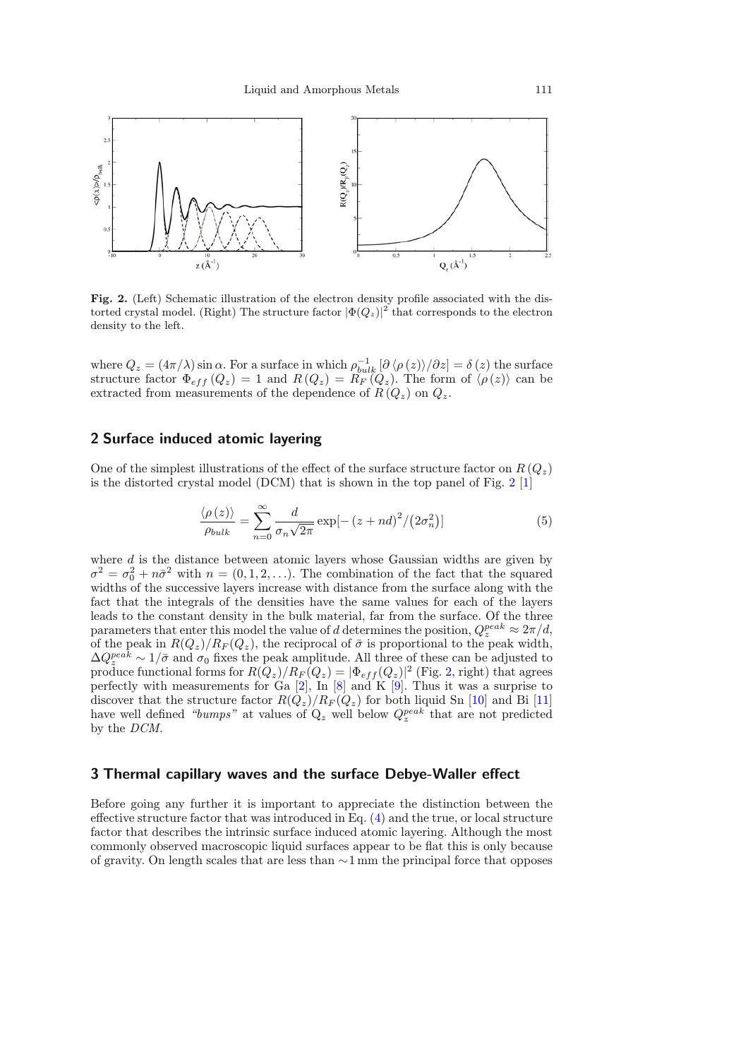**Fig. 2.** (Left) Schematic illustration of the electron density profile associated with the distorted crystal model. (Right) The structure factor $|\Phi(Q_z)|^2$ that corresponds to the electron density to the left.

where $Q_z = (4\pi/\lambda)\sin\alpha$. For a surface in which $\rho_{bulk}^{-1}\left[\partial\left\langle\rho\left(z\right)\right\rangle/\partial z\right] = \delta\left(z\right)$ the surface structure factor $\Phi_{eff}\left(Q_z\right) = 1$ and $R\left(Q_z\right) = R_F\left(Q_z\right)$. The form of $\left\langle\rho\left(z\right)\right\rangle$ can be extracted from measurements of the dependence of $R\left(Q_z\right)$ on $Q_z$.

## 2 Surface induced atomic layering

One of the simplest illustrations of the effect of the surface structure factor on $R\left(Q_z\right)$ is the distorted crystal model (DCM) that is shown in the top panel of Fig. 2 [1]

$$\frac{\left\langle\rho\left(z\right)\right\rangle}{\rho_{bulk}} = \sum_{n=0}^{\infty}\frac{d}{\sigma_n\sqrt{2\pi}}\exp[-\left(z+nd\right)^2/\left(2\sigma_n^2\right)] \tag{5}$$

where $d$ is the distance between atomic layers whose Gaussian widths are given by $\sigma^2 = \sigma_0^2 + n\bar{\sigma}^2$ with $n = (0,1,2,\ldots)$. The combination of the fact that the squared widths of the successive layers increase with distance from the surface along with the fact that the integrals of the densities have the same values for each of the layers leads to the constant density in the bulk material, far from the surface. Of the three parameters that enter this model the value of $d$ determines the position, $Q_z^{peak} \approx 2\pi/d$, of the peak in $R(Q_z)/R_F(Q_z)$, the reciprocal of $\bar{\sigma}$ is proportional to the peak width, $\Delta Q_z^{peak} \sim 1/\bar{\sigma}$ and $\sigma_0$ fixes the peak amplitude. All three of these can be adjusted to produce functional forms for $R(Q_z)/R_F(Q_z) = |\Phi_{eff}(Q_z)|^2$ (Fig. 2, right) that agrees perfectly with measurements for Ga [2], In [8] and K [9]. Thus it was a surprise to discover that the structure factor $R(Q_z)/R_F(Q_z)$ for both liquid Sn [10] and Bi [11] have well defined *"bumps"* at values of $Q_z$ well below $Q_z^{peak}$ that are not predicted by the *DCM*.

## 3 Thermal capillary waves and the surface Debye-Waller effect

Before going any further it is important to appreciate the distinction between the effective structure factor that was introduced in Eq. (4) and the true, or local structure factor that describes the intrinsic surface induced atomic layering. Although the most commonly observed macroscopic liquid surfaces appear to be flat this is only because of gravity. On length scales that are less than ∼1 mm the principal force that opposes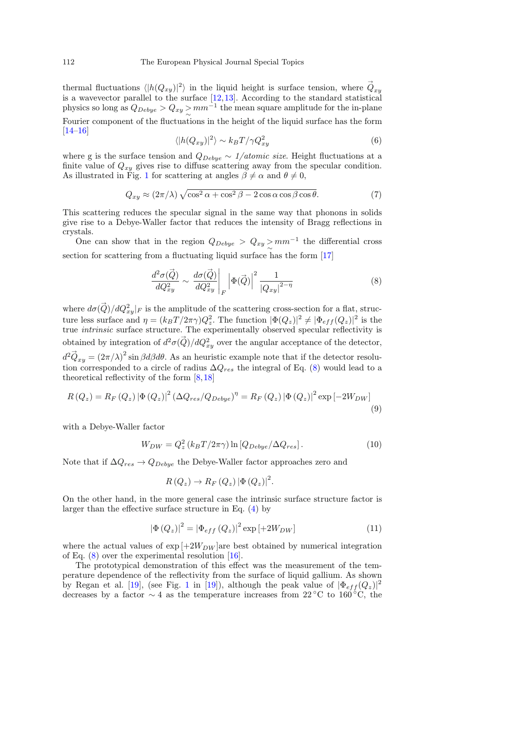thermal fluctuations $\langle |h(Q_{xy})|^2 \rangle$ in the liquid height is surface tension, where $\vec{Q}_{xy}$ is a wavevector parallel to the surface [12,13]. According to the standard statistical physics so long as $Q_{Debye} > Q_{xy} \gtrsim mm^{-1}$ the mean square amplitude for the in-plane Fourier component of the fluctuations in the height of the liquid surface has the form [14–16]

$$\langle |h(Q_{xy})|^2 \rangle \sim k_B T / \gamma Q_{xy}^2 \tag{6}$$

where g is the surface tension and $Q_{Debye} \sim$ *1/atomic size*. Height fluctuations at a finite value of $Q_{xy}$ gives rise to diffuse scattering away from the specular condition. As illustrated in Fig. 1 for scattering at angles $\beta \neq \alpha$ and $\theta \neq 0$,

$$Q_{xy} \approx (2\pi/\lambda) \sqrt{\cos^2\alpha + \cos^2\beta - 2\cos\alpha\cos\beta\cos\theta}. \tag{7}$$

This scattering reduces the specular signal in the same way that phonons in solids give rise to a Debye-Waller factor that reduces the intensity of Bragg reflections in crystals.

One can show that in the region $Q_{Debye} > Q_{xy} \gtrsim mm^{-1}$ the differential cross section for scattering from a fluctuating liquid surface has the form [17]

$$\frac{d^2\sigma(\vec{Q})}{dQ_{xy}^2} \sim \left.\frac{d\sigma(\vec{Q})}{dQ_{xy}^2}\right|_F \left|\Phi(\vec{Q})\right|^2 \frac{1}{|Q_{xy}|^{2-\eta}} \tag{8}$$

where $d\sigma(\vec{Q})/dQ_{xy}^2|_F$ is the amplitude of the scattering cross-section for a flat, structure less surface and $\eta = (k_B T/2\pi\gamma)Q_z^2$. The function $|\Phi(Q_z)|^2 \neq |\Phi_{eff}(Q_z)|^2$ is the true *intrinsic* surface structure. The experimentally observed specular reflectivity is obtained by integration of $d^2\sigma(\vec{Q})/dQ_{xy}^2$ over the angular acceptance of the detector, $d^2\vec{Q}_{xy} = (2\pi/\lambda)^2 \sin\beta d\beta d\theta$. As an heuristic example note that if the detector resolution corresponded to a circle of radius $\Delta Q_{res}$ the integral of Eq. (8) would lead to a theoretical reflectivity of the form [8,18]

$$R(Q_z) = R_F(Q_z) |\Phi(Q_z)|^2 (\Delta Q_{res}/Q_{Debye})^\eta = R_F(Q_z) |\Phi(Q_z)|^2 \exp[-2W_{DW}] \tag{9}$$

with a Debye-Waller factor

$$W_{DW} = Q_z^2 (k_B T/2\pi\gamma) \ln[Q_{Debye}/\Delta Q_{res}]. \tag{10}$$

Note that if $\Delta Q_{res} \to Q_{Debye}$ the Debye-Waller factor approaches zero and

$$R(Q_z) \to R_F(Q_z) |\Phi(Q_z)|^2.$$

On the other hand, in the more general case the intrinsic surface structure factor is larger than the effective surface structure in Eq. (4) by

$$|\Phi(Q_z)|^2 = |\Phi_{eff}(Q_z)|^2 \exp[+2W_{DW}] \tag{11}$$

where the actual values of $\exp[+2W_{DW}]$are best obtained by numerical integration of Eq. (8) over the experimental resolution [16].

The prototypical demonstration of this effect was the measurement of the temperature dependence of the reflectivity from the surface of liquid gallium. As shown by Regan et al. [19], (see Fig. 1 in [19]), although the peak value of $|\Phi_{eff}(Q_z)|^2$ decreases by a factor $\sim 4$ as the temperature increases from 22 °C to 160 °C, the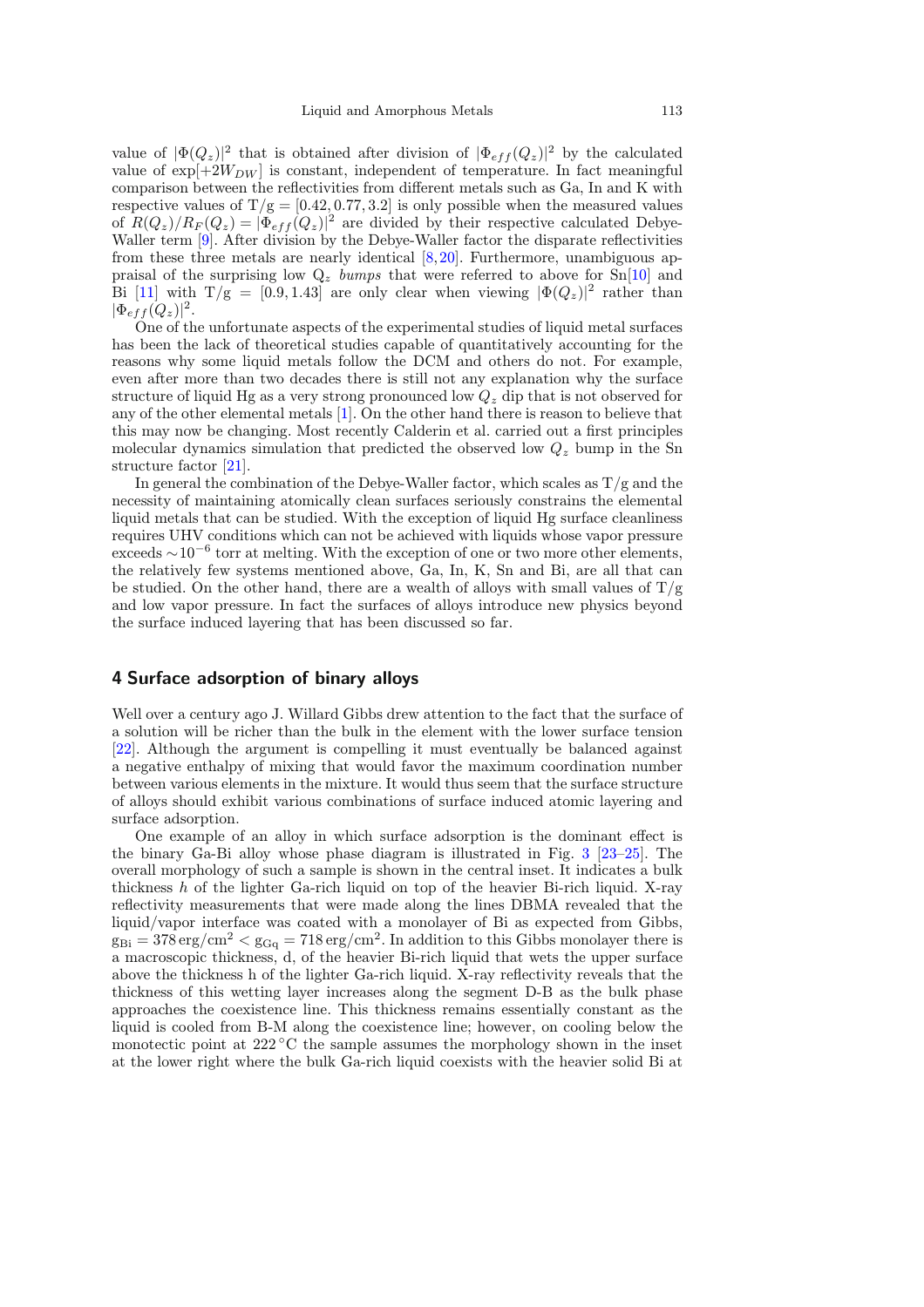value of $|\Phi(Q_z)|^2$ that is obtained after division of $|\Phi_{eff}(Q_z)|^2$ by the calculated value of $\exp[+2W_{DW}]$ is constant, independent of temperature. In fact meaningful comparison between the reflectivities from different metals such as Ga, In and K with respective values of $T/g = [0.42, 0.77, 3.2]$ is only possible when the measured values of $R(Q_z)/R_F(Q_z) = |\Phi_{eff}(Q_z)|^2$ are divided by their respective calculated Debye-Waller term [9]. After division by the Debye-Waller factor the disparate reflectivities from these three metals are nearly identical [8,20]. Furthermore, unambiguous appraisal of the surprising low $Q_z$ *bumps* that were referred to above for Sn[10] and Bi [11] with $T/g = [0.9, 1.43]$ are only clear when viewing $|\Phi(Q_z)|^2$ rather than $|\Phi_{eff}(Q_z)|^2$.

One of the unfortunate aspects of the experimental studies of liquid metal surfaces has been the lack of theoretical studies capable of quantitatively accounting for the reasons why some liquid metals follow the DCM and others do not. For example, even after more than two decades there is still not any explanation why the surface structure of liquid Hg as a very strong pronounced low $Q_z$ dip that is not observed for any of the other elemental metals [1]. On the other hand there is reason to believe that this may now be changing. Most recently Calderin et al. carried out a first principles molecular dynamics simulation that predicted the observed low $Q_z$ bump in the Sn structure factor [21].

In general the combination of the Debye-Waller factor, which scales as T/g and the necessity of maintaining atomically clean surfaces seriously constrains the elemental liquid metals that can be studied. With the exception of liquid Hg surface cleanliness requires UHV conditions which can not be achieved with liquids whose vapor pressure exceeds $\sim 10^{-6}$ torr at melting. With the exception of one or two more other elements, the relatively few systems mentioned above, Ga, In, K, Sn and Bi, are all that can be studied. On the other hand, there are a wealth of alloys with small values of T/g and low vapor pressure. In fact the surfaces of alloys introduce new physics beyond the surface induced layering that has been discussed so far.

## 4 Surface adsorption of binary alloys

Well over a century ago J. Willard Gibbs drew attention to the fact that the surface of a solution will be richer than the bulk in the element with the lower surface tension [22]. Although the argument is compelling it must eventually be balanced against a negative enthalpy of mixing that would favor the maximum coordination number between various elements in the mixture. It would thus seem that the surface structure of alloys should exhibit various combinations of surface induced atomic layering and surface adsorption.

One example of an alloy in which surface adsorption is the dominant effect is the binary Ga-Bi alloy whose phase diagram is illustrated in Fig. 3 [23–25]. The overall morphology of such a sample is shown in the central inset. It indicates a bulk thickness $h$ of the lighter Ga-rich liquid on top of the heavier Bi-rich liquid. X-ray reflectivity measurements that were made along the lines DBMA revealed that the liquid/vapor interface was coated with a monolayer of Bi as expected from Gibbs, $g_{Bi} = 378\,\text{erg/cm}^2 < g_{Gq} = 718\,\text{erg/cm}^2$. In addition to this Gibbs monolayer there is a macroscopic thickness, d, of the heavier Bi-rich liquid that wets the upper surface above the thickness h of the lighter Ga-rich liquid. X-ray reflectivity reveals that the thickness of this wetting layer increases along the segment D-B as the bulk phase approaches the coexistence line. This thickness remains essentially constant as the liquid is cooled from B-M along the coexistence line; however, on cooling below the monotectic point at $222\,^{\circ}$C the sample assumes the morphology shown in the inset at the lower right where the bulk Ga-rich liquid coexists with the heavier solid Bi at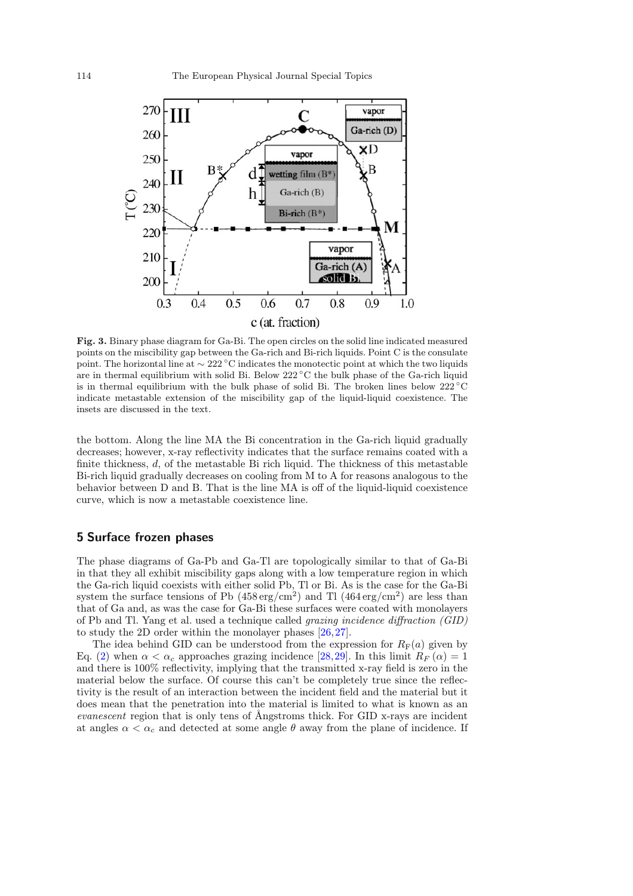**Fig. 3.** Binary phase diagram for Ga-Bi. The open circles on the solid line indicated measured points on the miscibility gap between the Ga-rich and Bi-rich liquids. Point C is the consulate point. The horizontal line at $\sim 222\,^{\circ}$C indicates the monotectic point at which the two liquids are in thermal equilibrium with solid Bi. Below $222\,^{\circ}$C the bulk phase of the Ga-rich liquid is in thermal equilibrium with the bulk phase of solid Bi. The broken lines below $222\,^{\circ}$C indicate metastable extension of the miscibility gap of the liquid-liquid coexistence. The insets are discussed in the text.

the bottom. Along the line MA the Bi concentration in the Ga-rich liquid gradually decreases; however, x-ray reflectivity indicates that the surface remains coated with a finite thickness, $d$, of the metastable Bi rich liquid. The thickness of this metastable Bi-rich liquid gradually decreases on cooling from M to A for reasons analogous to the behavior between D and B. That is the line MA is off of the liquid-liquid coexistence curve, which is now a metastable coexistence line.

## 5 Surface frozen phases

The phase diagrams of Ga-Pb and Ga-Tl are topologically similar to that of Ga-Bi in that they all exhibit miscibility gaps along with a low temperature region in which the Ga-rich liquid coexists with either solid Pb, Tl or Bi. As is the case for the Ga-Bi system the surface tensions of Pb ($458\,\mathrm{erg/cm^2}$) and Tl ($464\,\mathrm{erg/cm^2}$) are less than that of Ga and, as was the case for Ga-Bi these surfaces were coated with monolayers of Pb and Tl. Yang et al. used a technique called *grazing incidence diffraction (GID)* to study the 2D order within the monolayer phases [26,27].

The idea behind GID can be understood from the expression for $R_{\mathrm{F}}(a)$ given by Eq. (2) when $\alpha < \alpha_c$ approaches grazing incidence [28,29]. In this limit $R_F(\alpha) = 1$ and there is 100% reflectivity, implying that the transmitted x-ray field is zero in the material below the surface. Of course this can't be completely true since the reflectivity is the result of an interaction between the incident field and the material but it does mean that the penetration into the material is limited to what is known as an *evanescent* region that is only tens of Ångstroms thick. For GID x-rays are incident at angles $\alpha < \alpha_c$ and detected at some angle $\theta$ away from the plane of incidence. If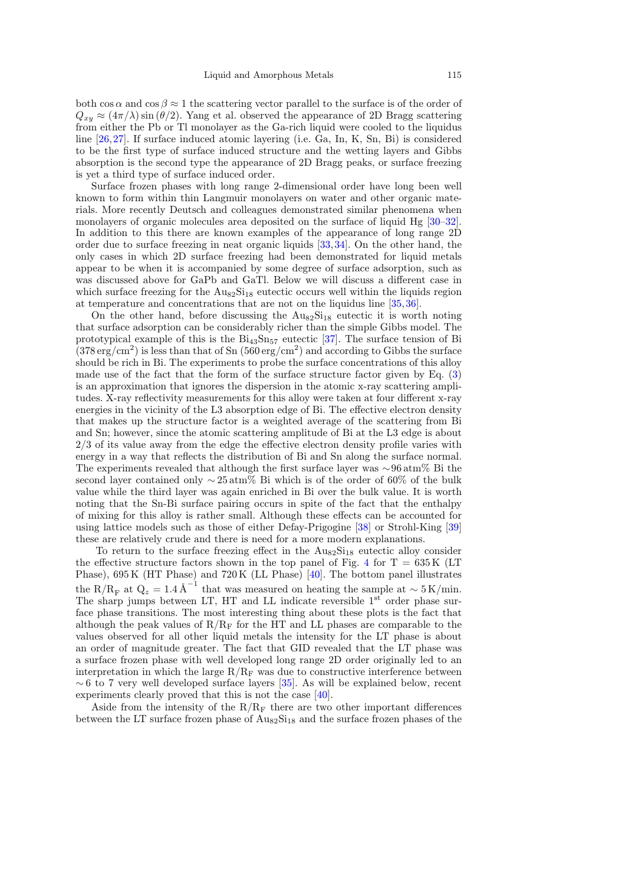both $\cos\alpha$ and $\cos\beta \approx 1$ the scattering vector parallel to the surface is of the order of $Q_{xy} \approx (4\pi/\lambda)\sin(\theta/2)$. Yang et al. observed the appearance of 2D Bragg scattering from either the Pb or Tl monolayer as the Ga-rich liquid were cooled to the liquidus line [26,27]. If surface induced atomic layering (i.e. Ga, In, K, Sn, Bi) is considered to be the first type of surface induced structure and the wetting layers and Gibbs absorption is the second type the appearance of 2D Bragg peaks, or surface freezing is yet a third type of surface induced order.

Surface frozen phases with long range 2-dimensional order have long been well known to form within thin Langmuir monolayers on water and other organic materials. More recently Deutsch and colleagues demonstrated similar phenomena when monolayers of organic molecules area deposited on the surface of liquid Hg [30–32]. In addition to this there are known examples of the appearance of long range 2D order due to surface freezing in neat organic liquids [33,34]. On the other hand, the only cases in which 2D surface freezing had been demonstrated for liquid metals appear to be when it is accompanied by some degree of surface adsorption, such as was discussed above for GaPb and GaTl. Below we will discuss a different case in which surface freezing for the $Au_{82}Si_{18}$ eutectic occurs well within the liquids region at temperature and concentrations that are not on the liquidus line [35,36].

On the other hand, before discussing the $Au_{82}Si_{18}$ eutectic it is worth noting that surface adsorption can be considerably richer than the simple Gibbs model. The prototypical example of this is the $Bi_{43}Sn_{57}$ eutectic [37]. The surface tension of Bi ($378\,\mathrm{erg/cm^2}$) is less than that of Sn ($560\,\mathrm{erg/cm^2}$) and according to Gibbs the surface should be rich in Bi. The experiments to probe the surface concentrations of this alloy made use of the fact that the form of the surface structure factor given by Eq. (3) is an approximation that ignores the dispersion in the atomic x-ray scattering amplitudes. X-ray reflectivity measurements for this alloy were taken at four different x-ray energies in the vicinity of the L3 absorption edge of Bi. The effective electron density that makes up the structure factor is a weighted average of the scattering from Bi and Sn; however, since the atomic scattering amplitude of Bi at the L3 edge is about 2/3 of its value away from the edge the effective electron density profile varies with energy in a way that reflects the distribution of Bi and Sn along the surface normal. The experiments revealed that although the first surface layer was $\sim$96 atm% Bi the second layer contained only $\sim$25 atm% Bi which is of the order of 60% of the bulk value while the third layer was again enriched in Bi over the bulk value. It is worth noting that the Sn-Bi surface pairing occurs in spite of the fact that the enthalpy of mixing for this alloy is rather small. Although these effects can be accounted for using lattice models such as those of either Defay-Prigogine [38] or Strohl-King [39] these are relatively crude and there is need for a more modern explanations.

To return to the surface freezing effect in the $Au_{82}Si_{18}$ eutectic alloy consider the effective structure factors shown in the top panel of Fig. 4 for T = 635 K (LT Phase), 695 K (HT Phase) and 720 K (LL Phase) [40]. The bottom panel illustrates the $R/R_F$ at $Q_z = 1.4\,\mathrm{\AA}^{-1}$ that was measured on heating the sample at $\sim$ 5 K/min. The sharp jumps between LT, HT and LL indicate reversible 1st order phase surface phase transitions. The most interesting thing about these plots is the fact that although the peak values of $R/R_F$ for the HT and LL phases are comparable to the values observed for all other liquid metals the intensity for the LT phase is about an order of magnitude greater. The fact that GID revealed that the LT phase was a surface frozen phase with well developed long range 2D order originally led to an interpretation in which the large $R/R_F$ was due to constructive interference between $\sim$6 to 7 very well developed surface layers [35]. As will be explained below, recent experiments clearly proved that this is not the case [40].

Aside from the intensity of the $R/R_F$ there are two other important differences between the LT surface frozen phase of $Au_{82}Si_{18}$ and the surface frozen phases of the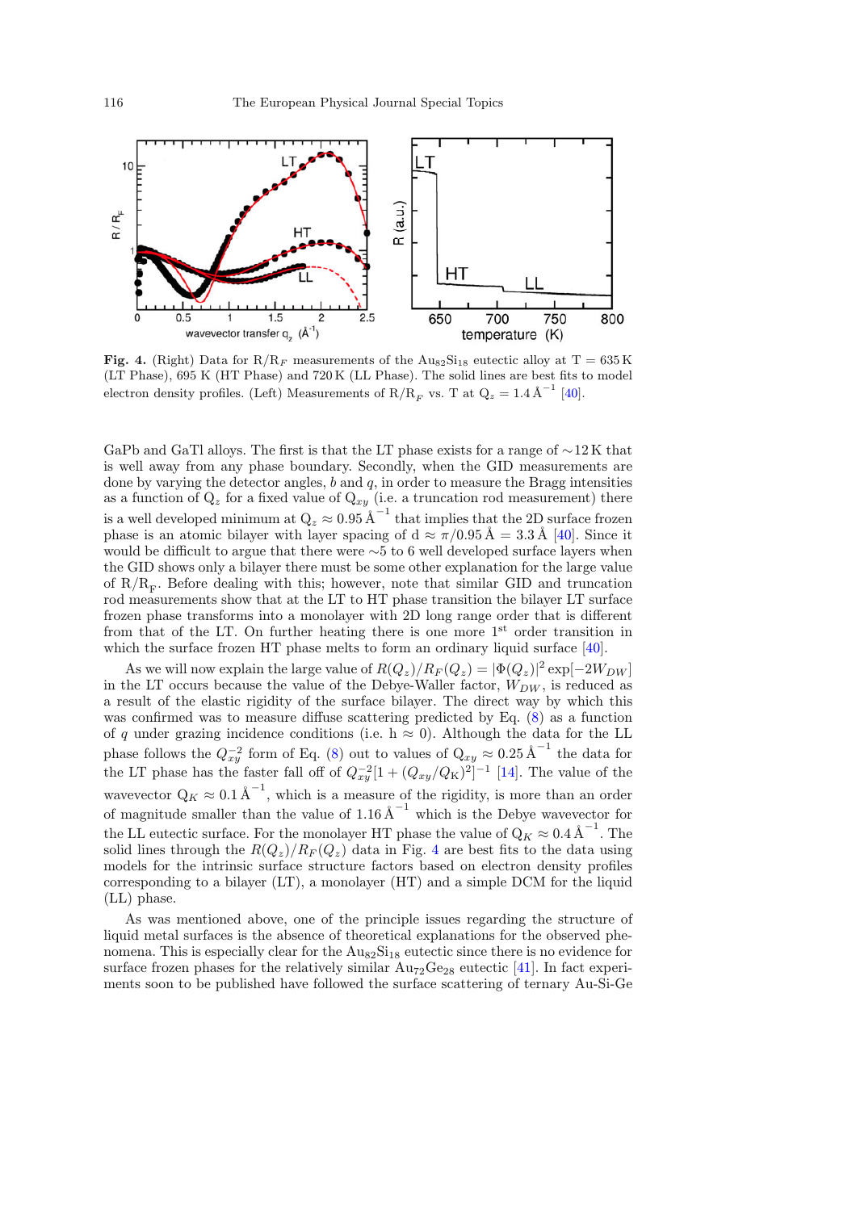**Fig. 4.** (Right) Data for $R/R_F$ measurements of the $Au_{82}Si_{18}$ eutectic alloy at T = 635 K (LT Phase), 695 K (HT Phase) and 720 K (LL Phase). The solid lines are best fits to model electron density profiles. (Left) Measurements of $R/R_F$ vs. T at $Q_z = 1.4\,Å^{-1}$ [40].

GaPb and GaTl alloys. The first is that the LT phase exists for a range of ∼12 K that is well away from any phase boundary. Secondly, when the GID measurements are done by varying the detector angles, $b$ and $q$, in order to measure the Bragg intensities as a function of $Q_z$ for a fixed value of $Q_{xy}$ (i.e. a truncation rod measurement) there is a well developed minimum at $Q_z \approx 0.95\,Å^{-1}$ that implies that the 2D surface frozen phase is an atomic bilayer with layer spacing of $d \approx \pi/0.95\,Å = 3.3\,Å$ [40]. Since it would be difficult to argue that there were ∼5 to 6 well developed surface layers when the GID shows only a bilayer there must be some other explanation for the large value of $R/R_F$. Before dealing with this; however, note that similar GID and truncation rod measurements show that at the LT to HT phase transition the bilayer LT surface frozen phase transforms into a monolayer with 2D long range order that is different from that of the LT. On further heating there is one more 1st order transition in which the surface frozen HT phase melts to form an ordinary liquid surface [40].

As we will now explain the large value of $R(Q_z)/R_F(Q_z) = |\Phi(Q_z)|^2 \exp[-2W_{DW}]$ in the LT occurs because the value of the Debye-Waller factor, $W_{DW}$, is reduced as a result of the elastic rigidity of the surface bilayer. The direct way by which this was confirmed was to measure diffuse scattering predicted by Eq. (8) as a function of $q$ under grazing incidence conditions (i.e. h ≈ 0). Although the data for the LL phase follows the $Q_{xy}^{-2}$ form of Eq. (8) out to values of $Q_{xy} \approx 0.25\,Å^{-1}$ the data for the LT phase has the faster fall off of $Q_{xy}^{-2}[1 + (Q_{xy}/Q_K)^2]^{-1}$ [14]. The value of the wavevector $Q_K \approx 0.1\,Å^{-1}$, which is a measure of the rigidity, is more than an order of magnitude smaller than the value of $1.16\,Å^{-1}$ which is the Debye wavevector for the LL eutectic surface. For the monolayer HT phase the value of $Q_K \approx 0.4\,Å^{-1}$. The solid lines through the $R(Q_z)/R_F(Q_z)$ data in Fig. 4 are best fits to the data using models for the intrinsic surface structure factors based on electron density profiles corresponding to a bilayer (LT), a monolayer (HT) and a simple DCM for the liquid (LL) phase.

As was mentioned above, one of the principle issues regarding the structure of liquid metal surfaces is the absence of theoretical explanations for the observed phenomena. This is especially clear for the $Au_{82}Si_{18}$ eutectic since there is no evidence for surface frozen phases for the relatively similar $Au_{72}Ge_{28}$ eutectic [41]. In fact experiments soon to be published have followed the surface scattering of ternary Au-Si-Ge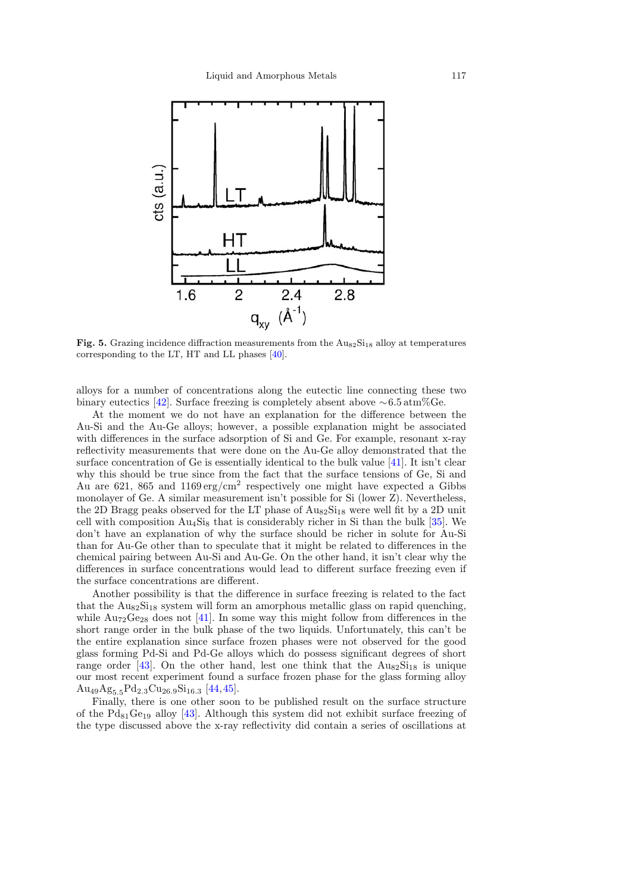**Fig. 5.** Grazing incidence diffraction measurements from the $Au_{82}Si_{18}$ alloy at temperatures corresponding to the LT, HT and LL phases [40].

alloys for a number of concentrations along the eutectic line connecting these two binary eutectics [42]. Surface freezing is completely absent above ∼6.5 atm%Ge.

At the moment we do not have an explanation for the difference between the Au-Si and the Au-Ge alloys; however, a possible explanation might be associated with differences in the surface adsorption of Si and Ge. For example, resonant x-ray reflectivity measurements that were done on the Au-Ge alloy demonstrated that the surface concentration of Ge is essentially identical to the bulk value [41]. It isn't clear why this should be true since from the fact that the surface tensions of Ge, Si and Au are 621, 865 and 1169 $\mathrm{erg/cm^2}$ respectively one might have expected a Gibbs monolayer of Ge. A similar measurement isn't possible for Si (lower Z). Nevertheless, the 2D Bragg peaks observed for the LT phase of $Au_{82}Si_{18}$ were well fit by a 2D unit cell with composition $Au_4Si_8$ that is considerably richer in Si than the bulk [35]. We don't have an explanation of why the surface should be richer in solute for Au-Si than for Au-Ge other than to speculate that it might be related to differences in the chemical pairing between Au-Si and Au-Ge. On the other hand, it isn't clear why the differences in surface concentrations would lead to different surface freezing even if the surface concentrations are different.

Another possibility is that the difference in surface freezing is related to the fact that the $Au_{82}Si_{18}$ system will form an amorphous metallic glass on rapid quenching, while $Au_{72}Ge_{28}$ does not [41]. In some way this might follow from differences in the short range order in the bulk phase of the two liquids. Unfortunately, this can't be the entire explanation since surface frozen phases were not observed for the good glass forming Pd-Si and Pd-Ge alloys which do possess significant degrees of short range order [43]. On the other hand, lest one think that the $Au_{82}Si_{18}$ is unique our most recent experiment found a surface frozen phase for the glass forming alloy $Au_{49}Ag_{5.5}Pd_{2.3}Cu_{26.9}Si_{16.3}$ [44,45].

Finally, there is one other soon to be published result on the surface structure of the $Pd_{81}Ge_{19}$ alloy [43]. Although this system did not exhibit surface freezing of the type discussed above the x-ray reflectivity did contain a series of oscillations at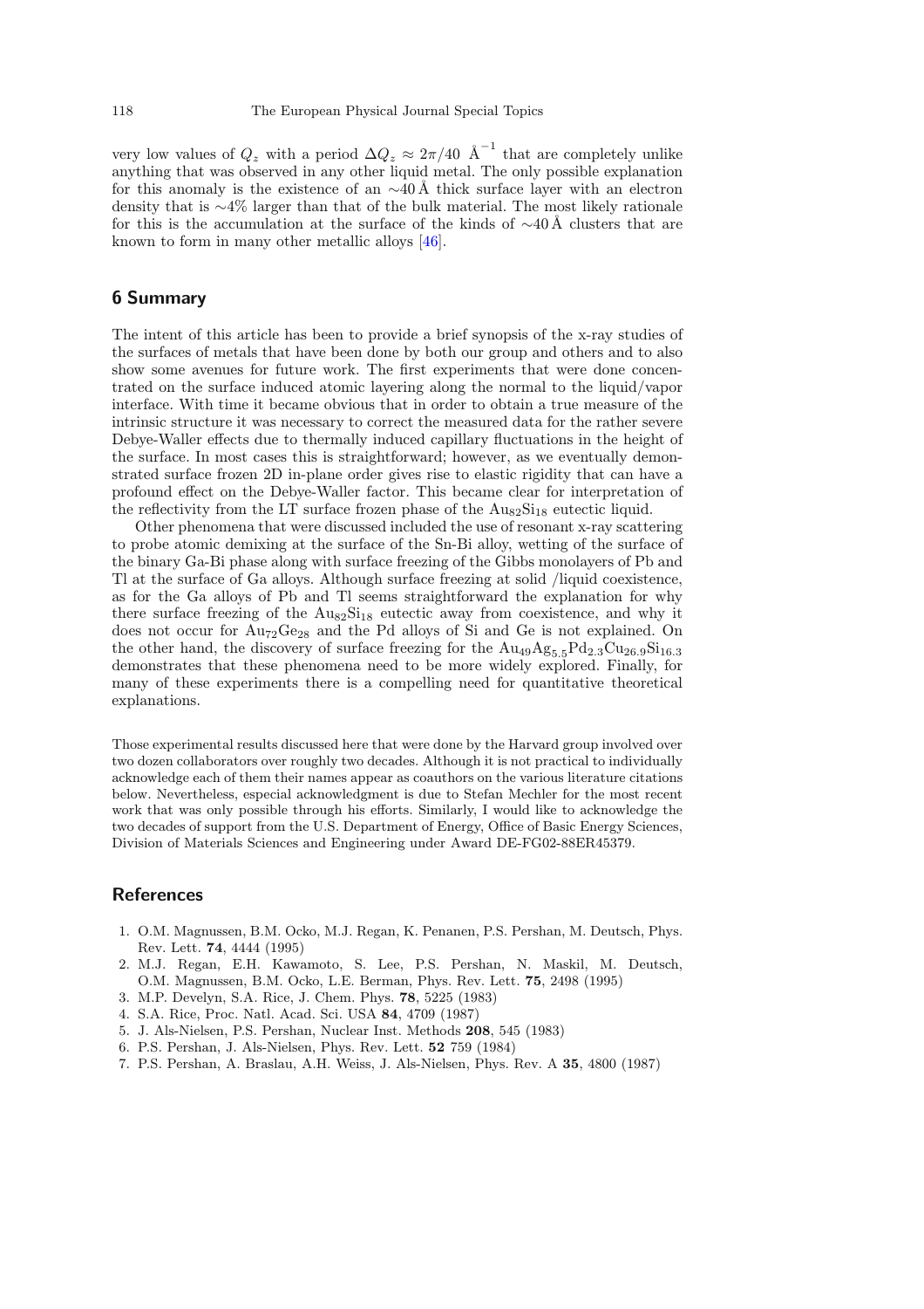very low values of $Q_z$ with a period $\Delta Q_z \approx 2\pi/40$ Å$^{-1}$ that are completely unlike anything that was observed in any other liquid metal. The only possible explanation for this anomaly is the existence of an ∼40 Å thick surface layer with an electron density that is ∼4% larger than that of the bulk material. The most likely rationale for this is the accumulation at the surface of the kinds of ∼40 Å clusters that are known to form in many other metallic alloys [46].

## 6 Summary

The intent of this article has been to provide a brief synopsis of the x-ray studies of the surfaces of metals that have been done by both our group and others and to also show some avenues for future work. The first experiments that were done concentrated on the surface induced atomic layering along the normal to the liquid/vapor interface. With time it became obvious that in order to obtain a true measure of the intrinsic structure it was necessary to correct the measured data for the rather severe Debye-Waller effects due to thermally induced capillary fluctuations in the height of the surface. In most cases this is straightforward; however, as we eventually demonstrated surface frozen 2D in-plane order gives rise to elastic rigidity that can have a profound effect on the Debye-Waller factor. This became clear for interpretation of the reflectivity from the LT surface frozen phase of the $Au_{82}Si_{18}$ eutectic liquid.

Other phenomena that were discussed included the use of resonant x-ray scattering to probe atomic demixing at the surface of the Sn-Bi alloy, wetting of the surface of the binary Ga-Bi phase along with surface freezing of the Gibbs monolayers of Pb and Tl at the surface of Ga alloys. Although surface freezing at solid /liquid coexistence, as for the Ga alloys of Pb and Tl seems straightforward the explanation for why there surface freezing of the $Au_{82}Si_{18}$ eutectic away from coexistence, and why it does not occur for $Au_{72}Ge_{28}$ and the Pd alloys of Si and Ge is not explained. On the other hand, the discovery of surface freezing for the $Au_{49}Ag_{5.5}Pd_{2.3}Cu_{26.9}Si_{16.3}$ demonstrates that these phenomena need to be more widely explored. Finally, for many of these experiments there is a compelling need for quantitative theoretical explanations.

Those experimental results discussed here that were done by the Harvard group involved over two dozen collaborators over roughly two decades. Although it is not practical to individually acknowledge each of them their names appear as coauthors on the various literature citations below. Nevertheless, especial acknowledgment is due to Stefan Mechler for the most recent work that was only possible through his efforts. Similarly, I would like to acknowledge the two decades of support from the U.S. Department of Energy, Office of Basic Energy Sciences, Division of Materials Sciences and Engineering under Award DE-FG02-88ER45379.

## References

1. O.M. Magnussen, B.M. Ocko, M.J. Regan, K. Penanen, P.S. Pershan, M. Deutsch, Phys. Rev. Lett. **74**, 4444 (1995)
2. M.J. Regan, E.H. Kawamoto, S. Lee, P.S. Pershan, N. Maskil, M. Deutsch, O.M. Magnussen, B.M. Ocko, L.E. Berman, Phys. Rev. Lett. **75**, 2498 (1995)
3. M.P. Develyn, S.A. Rice, J. Chem. Phys. **78**, 5225 (1983)
4. S.A. Rice, Proc. Natl. Acad. Sci. USA **84**, 4709 (1987)
5. J. Als-Nielsen, P.S. Pershan, Nuclear Inst. Methods **208**, 545 (1983)
6. P.S. Pershan, J. Als-Nielsen, Phys. Rev. Lett. **52** 759 (1984)
7. P.S. Pershan, A. Braslau, A.H. Weiss, J. Als-Nielsen, Phys. Rev. A **35**, 4800 (1987)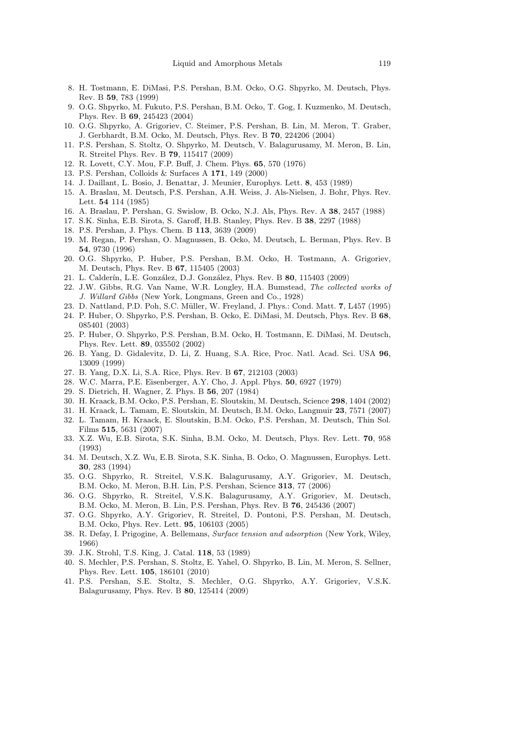8. H. Tostmann, E. DiMasi, P.S. Pershan, B.M. Ocko, O.G. Shpyrko, M. Deutsch, Phys. Rev. B **59**, 783 (1999)
9. O.G. Shpyrko, M. Fukuto, P.S. Pershan, B.M. Ocko, T. Gog, I. Kuzmenko, M. Deutsch, Phys. Rev. B **69**, 245423 (2004)
10. O.G. Shpyrko, A. Grigoriev, C. Steimer, P.S. Pershan, B. Lin, M. Meron, T. Graber, J. Gerbhardt, B.M. Ocko, M. Deutsch, Phys. Rev. B **70**, 224206 (2004)
11. P.S. Pershan, S. Stoltz, O. Shpyrko, M. Deutsch, V. Balagurusamy, M. Meron, B. Lin, R. Streitel Phys. Rev. B **79**, 115417 (2009)
12. R. Lovett, C.Y. Mou, F.P. Buff, J. Chem. Phys. **65**, 570 (1976)
13. P.S. Pershan, Colloids & Surfaces A **171**, 149 (2000)
14. J. Daillant, L. Bosio, J. Benattar, J. Meunier, Europhys. Lett. **8**, 453 (1989)
15. A. Braslau, M. Deutsch, P.S. Pershan, A.H. Weiss, J. Als-Nielsen, J. Bohr, Phys. Rev. Lett. **54** 114 (1985)
16. A. Braslau, P. Pershan, G. Swislow, B. Ocko, N.J. Als, Phys. Rev. A **38**, 2457 (1988)
17. S.K. Sinha, E.B. Sirota, S. Garoff, H.B. Stanley, Phys. Rev. B **38**, 2297 (1988)
18. P.S. Pershan, J. Phys. Chem. B **113**, 3639 (2009)
19. M. Regan, P. Pershan, O. Magnussen, B. Ocko, M. Deutsch, L. Berman, Phys. Rev. B **54**, 9730 (1996)
20. O.G. Shpyrko, P. Huber, P.S. Pershan, B.M. Ocko, H. Tostmann, A. Grigoriev, M. Deutsch, Phys. Rev. B **67**, 115405 (2003)
21. L. Calderín, L.E. González, D.J. González, Phys. Rev. B **80**, 115403 (2009)
22. J.W. Gibbs, R.G. Van Name, W.R. Longley, H.A. Bumstead, *The collected works of J. Willard Gibbs* (New York, Longmans, Green and Co., 1928)
23. D. Nattland, P.D. Poh, S.C. Müller, W. Freyland, J. Phys.: Cond. Matt. **7**, L457 (1995)
24. P. Huber, O. Shpyrko, P.S. Pershan, B. Ocko, E. DiMasi, M. Deutsch, Phys. Rev. B **68**, 085401 (2003)
25. P. Huber, O. Shpyrko, P.S. Pershan, B.M. Ocko, H. Tostmann, E. DiMasi, M. Deutsch, Phys. Rev. Lett. **89**, 035502 (2002)
26. B. Yang, D. Gidalevitz, D. Li, Z. Huang, S.A. Rice, Proc. Natl. Acad. Sci. USA **96**, 13009 (1999)
27. B. Yang, D.X. Li, S.A. Rice, Phys. Rev. B **67**, 212103 (2003)
28. W.C. Marra, P.E. Eisenberger, A.Y. Cho, J. Appl. Phys. **50**, 6927 (1979)
29. S. Dietrich, H. Wagner, Z. Phys. B **56**, 207 (1984)
30. H. Kraack, B.M. Ocko, P.S. Pershan, E. Sloutskin, M. Deutsch, Science **298**, 1404 (2002)
31. H. Kraack, L. Tamam, E. Sloutskin, M. Deutsch, B.M. Ocko, Langmuir **23**, 7571 (2007)
32. L. Tamam, H. Kraack, E. Sloutskin, B.M. Ocko, P.S. Pershan, M. Deutsch, Thin Sol. Films **515**, 5631 (2007)
33. X.Z. Wu, E.B. Sirota, S.K. Sinha, B.M. Ocko, M. Deutsch, Phys. Rev. Lett. **70**, 958 (1993)
34. M. Deutsch, X.Z. Wu, E.B. Sirota, S.K. Sinha, B. Ocko, O. Magnussen, Europhys. Lett. **30**, 283 (1994)
35. O.G. Shpyrko, R. Streitel, V.S.K. Balagurusamy, A.Y. Grigoriev, M. Deutsch, B.M. Ocko, M. Meron, B.H. Lin, P.S. Pershan, Science **313**, 77 (2006)
36. O.G. Shpyrko, R. Streitel, V.S.K. Balagurusamy, A.Y. Grigoriev, M. Deutsch, B.M. Ocko, M. Meron, B. Lin, P.S. Pershan, Phys. Rev. B **76**, 245436 (2007)
37. O.G. Shpyrko, A.Y. Grigoriev, R. Streitel, D. Pontoni, P.S. Pershan, M. Deutsch, B.M. Ocko, Phys. Rev. Lett. **95**, 106103 (2005)
38. R. Defay, I. Prigogine, A. Bellemans, *Surface tension and adsorption* (New York, Wiley, 1966)
39. J.K. Strohl, T.S. King, J. Catal. **118**, 53 (1989)
40. S. Mechler, P.S. Pershan, S. Stoltz, E. Yahel, O. Shpyrko, B. Lin, M. Meron, S. Sellner, Phys. Rev. Lett. **105**, 186101 (2010)
41. P.S. Pershan, S.E. Stoltz, S. Mechler, O.G. Shpyrko, A.Y. Grigoriev, V.S.K. Balagurusamy, Phys. Rev. B **80**, 125414 (2009)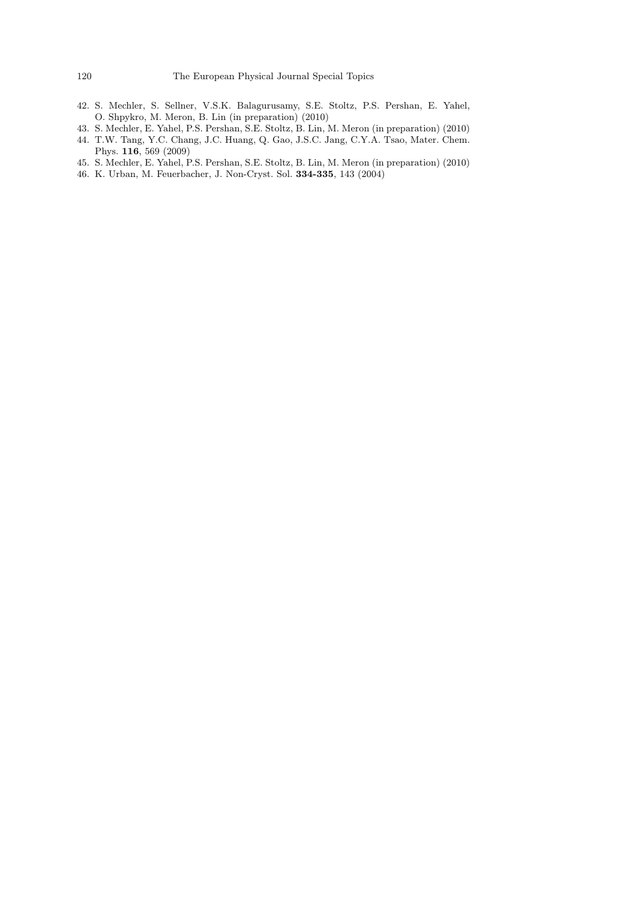42. S. Mechler, S. Sellner, V.S.K. Balagurusamy, S.E. Stoltz, P.S. Pershan, E. Yahel, O. Shpykro, M. Meron, B. Lin (in preparation) (2010)
43. S. Mechler, E. Yahel, P.S. Pershan, S.E. Stoltz, B. Lin, M. Meron (in preparation) (2010)
44. T.W. Tang, Y.C. Chang, J.C. Huang, Q. Gao, J.S.C. Jang, C.Y.A. Tsao, Mater. Chem. Phys. **116**, 569 (2009)
45. S. Mechler, E. Yahel, P.S. Pershan, S.E. Stoltz, B. Lin, M. Meron (in preparation) (2010)
46. K. Urban, M. Feuerbacher, J. Non-Cryst. Sol. **334-335**, 143 (2004)